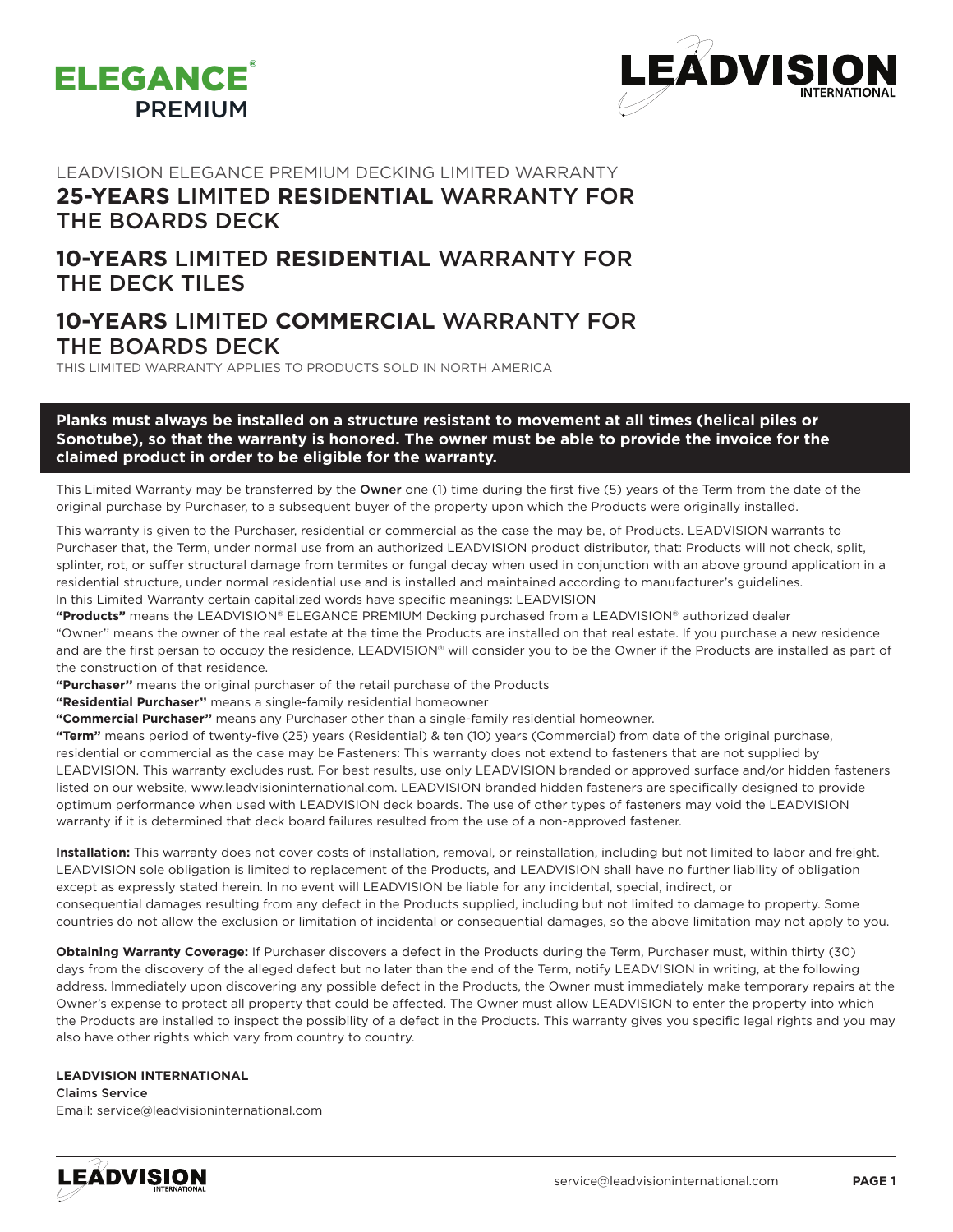ELEGANCE® PREMIUM

LEADVISION INTERNATIONAL

LEADVISION ELEGANCE PREMIUM DECKING LIMITED WARRANTY

# **25-YEARS** LIMITED **RESIDENTIAL** WARRANTY FOR THE BOARDS DECK

# **10-YEARS** LIMITED **RESIDENTIAL** WARRANTY FOR THE DECK TILES

# **10-YEARS** LIMITED **COMMERCIAL** WARRANTY FOR THE BOARDS DECK

THIS LIMITED WARRANTY APPLIES TO PRODUCTS SOLD IN NORTH AMERICA

**Planks must always be installed on a structure resistant to movement at all times (helical piles or Sonotube), so that the warranty is honored. The owner must be able to provide the invoice for the claimed product in order to be eligible for the warranty.**

This Limited Warranty may be transferred by the **Owner** one (1) time during the first five (5) years of the Term from the date of the original purchase by Purchaser, to a subsequent buyer of the property upon which the Products were originally installed.

This warranty is given to the Purchaser, residential or commercial as the case the may be, of Products. LEADVISION warrants to Purchaser that, the Term, under normal use from an authorized LEADVISION product distributor, that: Products will not check, split, splinter, rot, or suffer structural damage from termites or fungal decay when used in conjunction with an above ground application in a residential structure, under normal residential use and is installed and maintained according to manufacturer's guidelines.
In this Limited Warranty certain capitalized words have specific meanings: LEADVISION
**"Products"** means the LEADVISION® ELEGANCE PREMIUM Decking purchased from a LEADVISION® authorized dealer
"Owner'' means the owner of the real estate at the time the Products are installed on that real estate. If you purchase a new residence and are the first persan to occupy the residence, LEADVISION® will consider you to be the Owner if the Products are installed as part of the construction of that residence.
**"Purchaser''** means the original purchaser of the retail purchase of the Products
**"Residential Purchaser''** means a single-family residential homeowner
**"Commercial Purchaser''** means any Purchaser other than a single-family residential homeowner.
**"Term"** means period of twenty-five (25) years (Residential) & ten (10) years (Commercial) from date of the original purchase, residential or commercial as the case may be Fasteners: This warranty does not extend to fasteners that are not supplied by LEADVISION. This warranty excludes rust. For best results, use only LEADVISION branded or approved surface and/or hidden fasteners listed on our website, www.leadvisioninternational.com. LEADVISION branded hidden fasteners are specifically designed to provide optimum performance when used with LEADVISION deck boards. The use of other types of fasteners may void the LEADVISION warranty if it is determined that deck board failures resulted from the use of a non-approved fastener.

**Installation:** This warranty does not cover costs of installation, removal, or reinstallation, including but not limited to labor and freight. LEADVISION sole obligation is limited to replacement of the Products, and LEADVISION shall have no further liability of obligation except as expressly stated herein. In no event will LEADVISION be liable for any incidental, special, indirect, or consequential damages resulting from any defect in the Products supplied, including but not limited to damage to property. Some countries do not allow the exclusion or limitation of incidental or consequential damages, so the above limitation may not apply to you.

**Obtaining Warranty Coverage:** If Purchaser discovers a defect in the Products during the Term, Purchaser must, within thirty (30) days from the discovery of the alleged defect but no later than the end of the Term, notify LEADVISION in writing, at the following address. Immediately upon discovering any possible defect in the Products, the Owner must immediately make temporary repairs at the Owner's expense to protect all property that could be affected. The Owner must allow LEADVISION to enter the property into which the Products are installed to inspect the possibility of a defect in the Products. This warranty gives you specific legal rights and you may also have other rights which vary from country to country.

**LEADVISION INTERNATIONAL**
Claims Service
Email: service@leadvisioninternational.com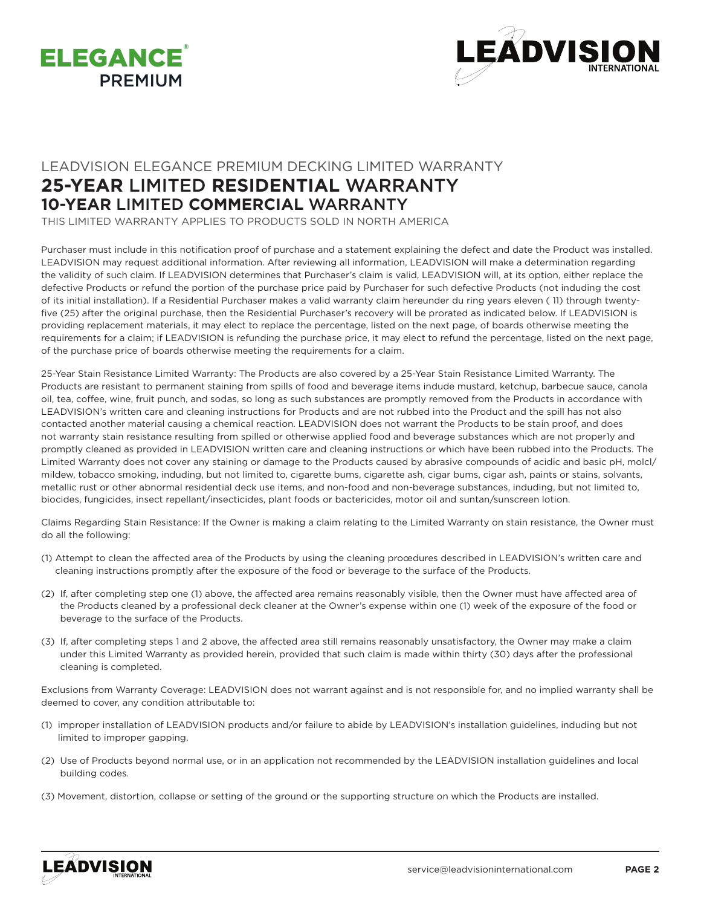# LEADVISION ELEGANCE PREMIUM DECKING LIMITED WARRANTY

## **25-YEAR** LIMITED **RESIDENTIAL** WARRANTY

## **10-YEAR** LIMITED **COMMERCIAL** WARRANTY

THIS LIMITED WARRANTY APPLIES TO PRODUCTS SOLD IN NORTH AMERICA

Purchaser must include in this notification proof of purchase and a statement explaining the defect and date the Product was installed. LEADVISION may request additional information. After reviewing all information, LEADVISION will make a determination regarding the validity of such claim. If LEADVISION determines that Purchaser's claim is valid, LEADVISION will, at its option, either replace the defective Products or refund the portion of the purchase price paid by Purchaser for such defective Products (not induding the cost of its initial installation). If a Residential Purchaser makes a valid warranty claim hereunder du ring years eleven ( 11) through twenty-five (25) after the original purchase, then the Residential Purchaser's recovery will be prorated as indicated below. If LEADVISION is providing replacement materials, it may elect to replace the percentage, listed on the next page, of boards otherwise meeting the requirements for a claim; if LEADVISION is refunding the purchase price, it may elect to refund the percentage, listed on the next page, of the purchase price of boards otherwise meeting the requirements for a claim.

25-Year Stain Resistance Limited Warranty: The Products are also covered by a 25-Year Stain Resistance Limited Warranty. The Products are resistant to permanent staining from spills of food and beverage items indude mustard, ketchup, barbecue sauce, canola oil, tea, coffee, wine, fruit punch, and sodas, so long as such substances are promptly removed from the Products in accordance with LEADVISION's written care and cleaning instructions for Products and are not rubbed into the Product and the spill has not also contacted another material causing a chemical reaction. LEADVISION does not warrant the Products to be stain proof, and does not warranty stain resistance resulting from spilled or otherwise applied food and beverage substances which are not proper1y and promptly cleaned as provided in LEADVISION written care and cleaning instructions or which have been rubbed into the Products. The Limited Warranty does not cover any staining or damage to the Products caused by abrasive compounds of acidic and basic pH, molcl/ mildew, tobacco smoking, induding, but not limited to, cigarette bums, cigarette ash, cigar bums, cigar ash, paints or stains, solvents, metallic rust or other abnormal residential deck use items, and non-food and non-beverage substances, induding, but not limited to, biocides, fungicides, insect repellant/insecticides, plant foods or bactericides, motor oil and suntan/sunscreen lotion.

Claims Regarding Stain Resistance: If the Owner is making a claim relating to the Limited Warranty on stain resistance, the Owner must do all the following:

(1) Attempt to clean the affected area of the Products by using the cleaning proœdures described in LEADVISION's written care and cleaning instructions promptly after the exposure of the food or beverage to the surface of the Products.

(2) If, after completing step one (1) above, the affected area remains reasonably visible, then the Owner must have affected area of the Products cleaned by a professional deck cleaner at the Owner's expense within one (1) week of the exposure of the food or beverage to the surface of the Products.

(3) If, after completing steps 1 and 2 above, the affected area still remains reasonably unsatisfactory, the Owner may make a claim under this Limited Warranty as provided herein, provided that such claim is made within thirty (30) days after the professional cleaning is completed.

Exclusions from Warranty Coverage: LEADVISION does not warrant against and is not responsible for, and no implied warranty shall be deemed to cover, any condition attributable to:

(1) improper installation of LEADVISION products and/or failure to abide by LEADVISION's installation guidelines, induding but not limited to improper gapping.

(2) Use of Products beyond normal use, or in an application not recommended by the LEADVISION installation guidelines and local building codes.

(3) Movement, distortion, collapse or setting of the ground or the supporting structure on which the Products are installed.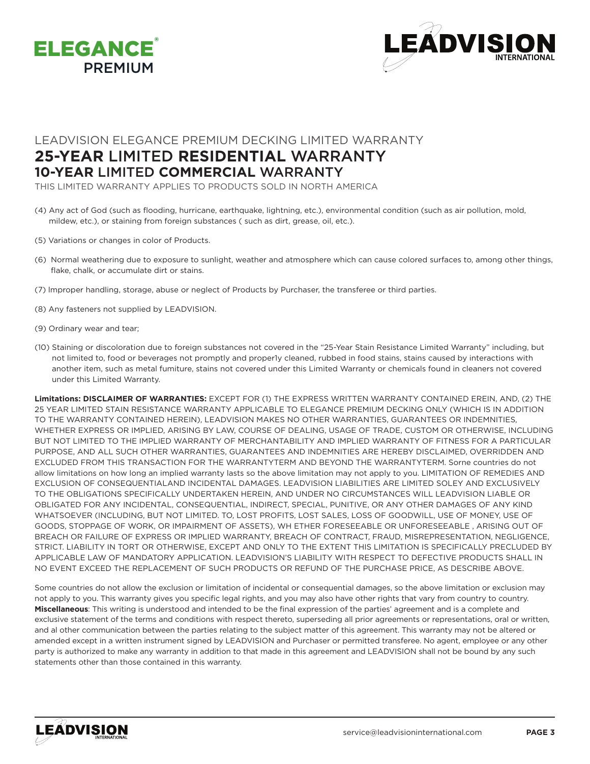LEADVISION ELEGANCE PREMIUM DECKING LIMITED WARRANTY

# **25-YEAR** LIMITED **RESIDENTIAL** WARRANTY

## **10-YEAR** LIMITED **COMMERCIAL** WARRANTY

THIS LIMITED WARRANTY APPLIES TO PRODUCTS SOLD IN NORTH AMERICA

(4) Any act of God (such as flooding, hurricane, earthquake, lightning, etc.), environmental condition (such as air pollution, mold, mildew, etc.), or staining from foreign substances ( such as dirt, grease, oil, etc.).

(5) Variations or changes in color of Products.

(6) Normal weathering due to exposure to sunlight, weather and atmosphere which can cause colored surfaces to, among other things, flake, chalk, or accumulate dirt or stains.

(7) lmproper handling, storage, abuse or neglect of Products by Purchaser, the transferee or third parties.

(8) Any fasteners not supplied by LEADVISION.

(9) Ordinary wear and tear;

(10) Staining or discoloration due to foreign substances not covered in the "25-Year Stain Resistance Limited Warranty" including, but not limited to, food or beverages not promptly and proper1y cleaned, rubbed in food stains, stains caused by interactions with another item, such as metal fumiture, stains not covered under this Limited Warranty or chemicals found in cleaners not covered under this Limited Warranty.

**Limitations: DISCLAIMER OF WARRANTIES:** EXCEPT FOR (1) THE EXPRESS WRITTEN WARRANTY CONTAINED EREIN, AND, (2) THE 25 YEAR LIMITED STAIN RESISTANCE WARRANTY APPLICABLE TO ELEGANCE PREMIUM DECKING ONLY (WHICH IS IN ADDITION TO THE WARRANTY CONTAINED HEREIN), LEADVISION MAKES NO OTHER WARRANTIES, GUARANTEES OR INDEMNITIES, WHETHER EXPRESS OR IMPLIED, ARISING BY LAW, COURSE OF DEALING, USAGE OF TRADE, CUSTOM OR OTHERWISE, INCLUDING BUT NOT LIMITED TO THE IMPLIED WARRANTY OF MERCHANTABILITY AND IMPLIED WARRANTY OF FITNESS FOR A PARTICULAR PURPOSE, AND ALL SUCH OTHER WARRANTIES, GUARANTEES AND INDEMNITIES ARE HEREBY DISCLAIMED, OVERRIDDEN AND EXCLUDED FROM THIS TRANSACTION FOR THE WARRANTYTERM AND BEYOND THE WARRANTYTERM. Sorne countries do not allow limitations on how long an implied warranty lasts so the above limitation may not apply to you. LIMITATION OF REMEDIES AND EXCLUSION OF CONSEQUENTIALAND INCIDENTAL DAMAGES. LEADVISION LIABILITIES ARE LIMITED SOLEY AND EXCLUSIVELY TO THE OBLIGATIONS SPECIFICALLY UNDERTAKEN HEREIN, AND UNDER NO CIRCUMSTANCES WILL LEADVISION LIABLE OR OBLIGATED FOR ANY INCIDENTAL, CONSEQUENTIAL, INDIRECT, SPECIAL, PUNITIVE, OR ANY OTHER DAMAGES OF ANY KIND WHATSOEVER (INCLUDING, BUT NOT LIMITED. TO, LOST PROFITS, LOST SALES, LOSS OF GOODWILL, USE OF MONEY, USE OF GOODS, STOPPAGE OF WORK, OR IMPAIRMENT OF ASSETS), WH ETHER FORESEEABLE OR UNFORESEEABLE , ARISING OUT OF BREACH OR FAILURE OF EXPRESS OR IMPLIED WARRANTY, BREACH OF CONTRACT, FRAUD, MISREPRESENTATION, NEGLIGENCE, STRICT. LIABILITY IN TORT OR OTHERWISE, EXCEPT AND ONLY TO THE EXTENT THIS LIMITATION IS SPECIFICALLY PRECLUDED BY APPLICABLE LAW OF MANDATORY APPLICATION. LEADVISION'S LIABILITY WITH RESPECT TO DEFECTIVE PRODUCTS SHALL IN NO EVENT EXCEED THE REPLACEMENT OF SUCH PRODUCTS OR REFUND OF THE PURCHASE PRICE, AS DESCRIBE ABOVE.

Some countries do not allow the exclusion or limitation of incidental or consequential damages, so the above limitation or exclusion may not apply to you. This warranty gives you specific legal rights, and you may also have other rights that vary from country to country. **Miscellaneous**: This writing is understood and intended to be the final expression of the parties' agreement and is a complete and exclusive statement of the terms and conditions with respect thereto, superseding all prior agreements or representations, oral or written, and al other communication between the parties relating to the subject matter of this agreement. This warranty may not be altered or amended except in a written instrument signed by LEADVISION and Purchaser or permitted transferee. No agent, employee or any other party is authorized to make any warranty in addition to that made in this agreement and LEADVISION shall not be bound by any such statements other than those contained in this warranty.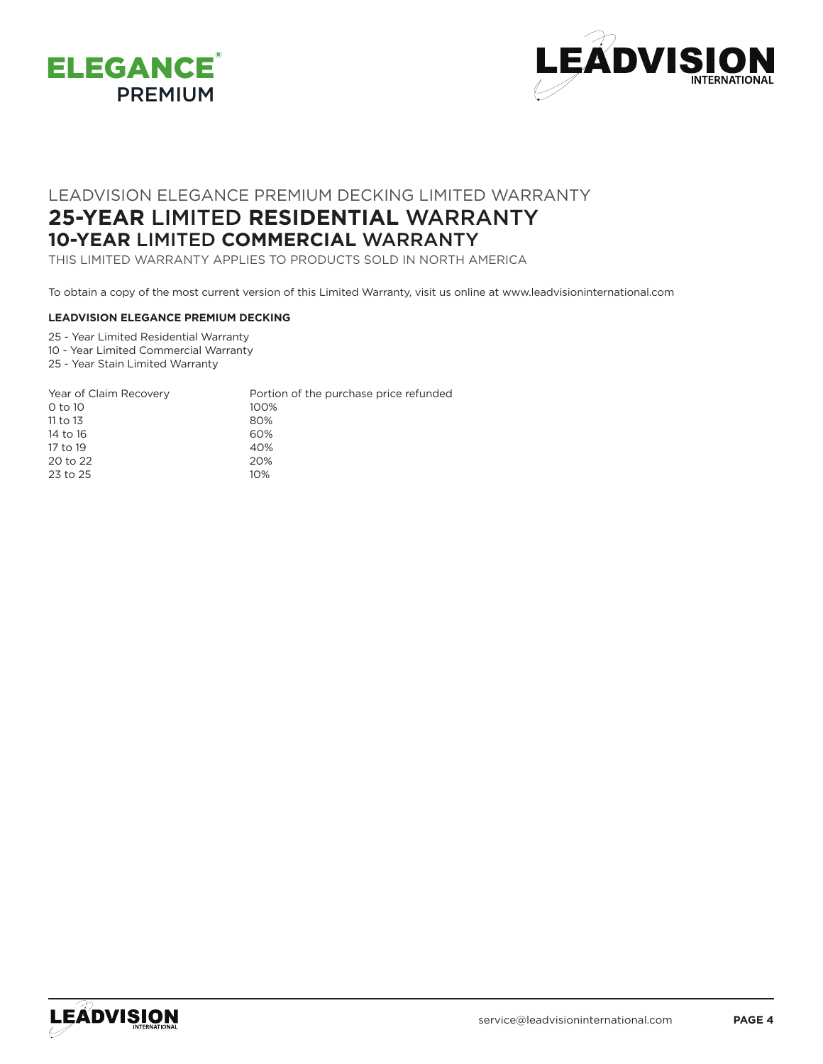# ELEGANCE® PREMIUM

LEADVISION ELEGANCE PREMIUM DECKING LIMITED WARRANTY

## **25-YEAR** LIMITED **RESIDENTIAL** WARRANTY

## **10-YEAR** LIMITED **COMMERCIAL** WARRANTY

THIS LIMITED WARRANTY APPLIES TO PRODUCTS SOLD IN NORTH AMERICA

To obtain a copy of the most current version of this Limited Warranty, visit us online at www.leadvisioninternational.com

**LEADVISION ELEGANCE PREMIUM DECKING**

25 - Year Limited Residential Warranty
10 - Year Limited Commercial Warranty
25 - Year Stain Limited Warranty

| Year of Claim Recovery | Portion of the purchase price refunded |
| --- | --- |
| 0 to 10 | 100% |
| 11 to 13 | 80% |
| 14 to 16 | 60% |
| 17 to 19 | 40% |
| 20 to 22 | 20% |
| 23 to 25 | 10% |

service@leadvisioninternational.com